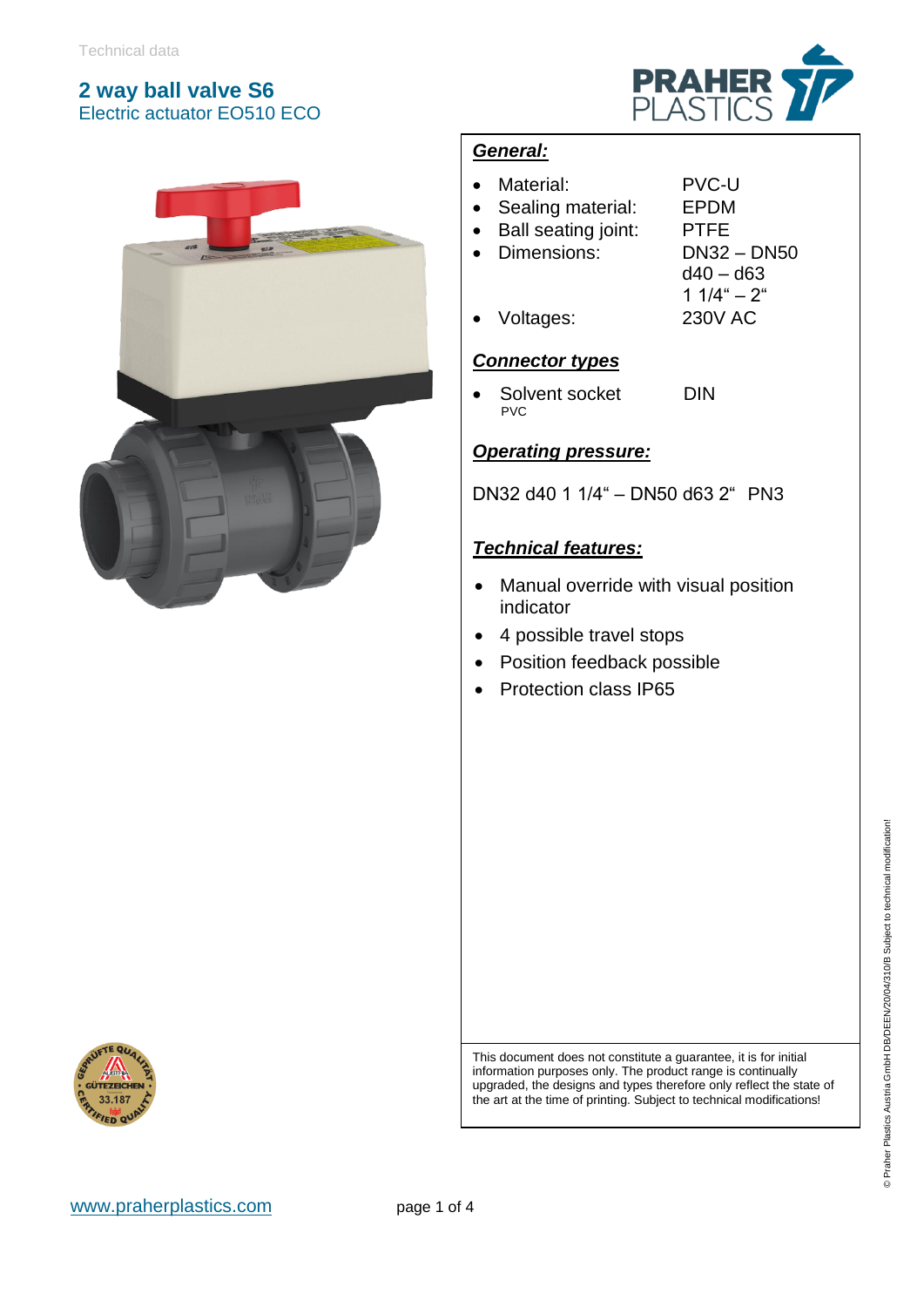Technical data

# 2 way ball valve S6

Electric actuator EO510 ECO

## General:

- Material: PVC-U
- Sealing material: EPDM
- Ball seating joint: PTFE
- Dimensions: DN32 – DN50
  d40 – d63
  1 1/4“ – 2“
- Voltages: 230V AC

## Connector types

- Solvent socket PVC — DIN

## Operating pressure:

DN32 d40 1 1/4“ – DN50 d63 2“ PN3

## Technical features:

- Manual override with visual position indicator
- 4 possible travel stops
- Position feedback possible
- Protection class IP65

This document does not constitute a guarantee, it is for initial information purposes only. The product range is continually upgraded, the designs and types therefore only reflect the state of the art at the time of printing. Subject to technical modifications!

© Praher Plastics Austria GmbH DB/DEEN/20/04/310/B Subject to technical modification!

www.praherplastics.com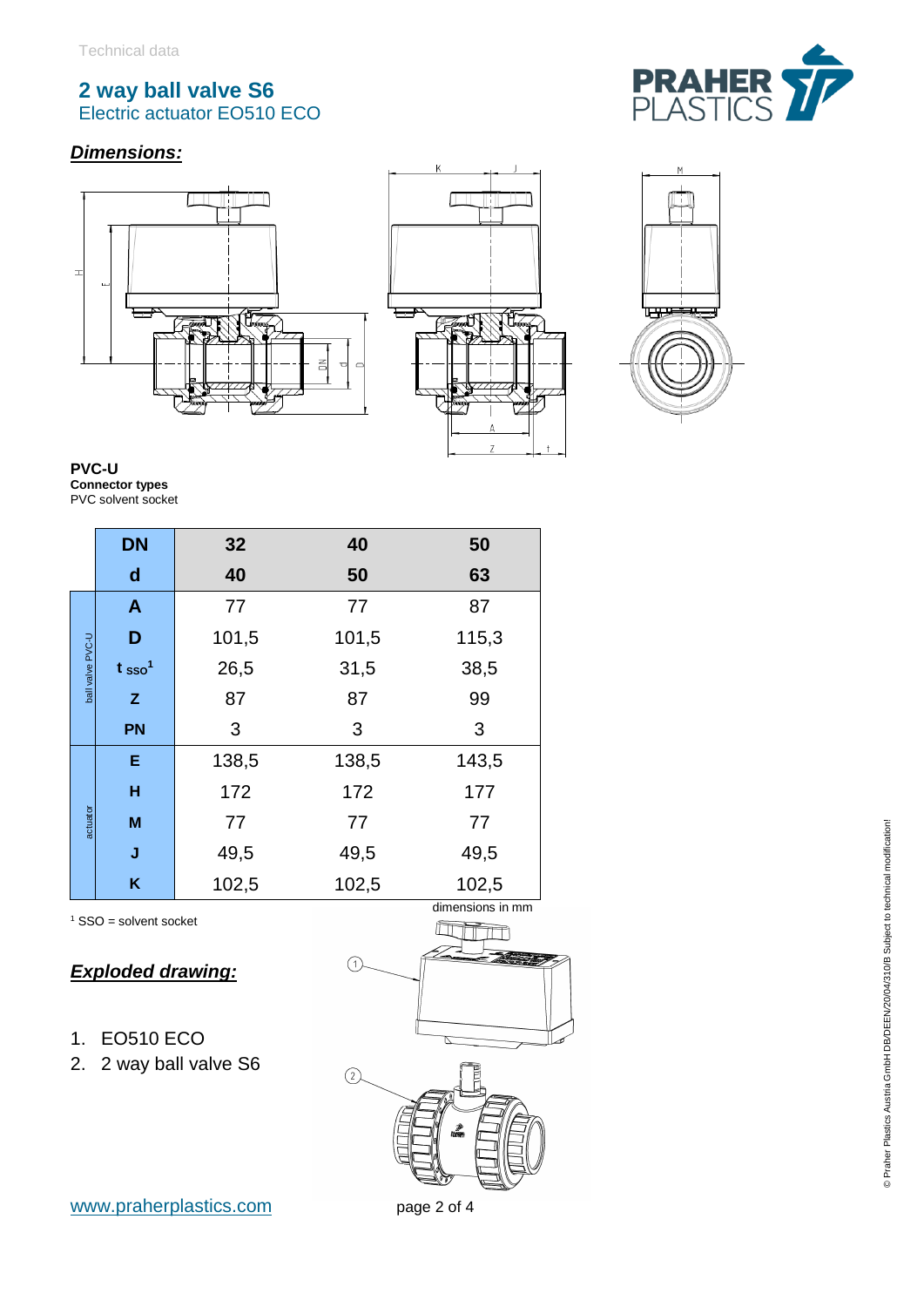Technical data

# 2 way ball valve S6

Electric actuator EO510 ECO

## *Dimensions:*

**PVC-U**
**Connector types**
PVC solvent socket

| | DN | 32 | 40 | 50 |
|---|---|---|---|---|
| | d | 40 | 50 | 63 |
| ball valve PVC-U | A | 77 | 77 | 87 |
| | D | 101,5 | 101,5 | 115,3 |
| | $t_{sso}$[1] | 26,5 | 31,5 | 38,5 |
| | Z | 87 | 87 | 99 |
| | PN | 3 | 3 | 3 |
| actuator | E | 138,5 | 138,5 | 143,5 |
| | H | 172 | 172 | 177 |
| | M | 77 | 77 | 77 |
| | J | 49,5 | 49,5 | 49,5 |
| | K | 102,5 | 102,5 | 102,5 |

dimensions in mm

[1] SSO = solvent socket

## *Exploded drawing:*

1. EO510 ECO
2. 2 way ball valve S6

www.praherplastics.com

© Praher Plastics Austria GmbH DB/DEEN/20/04/310/B Subject to technical modification!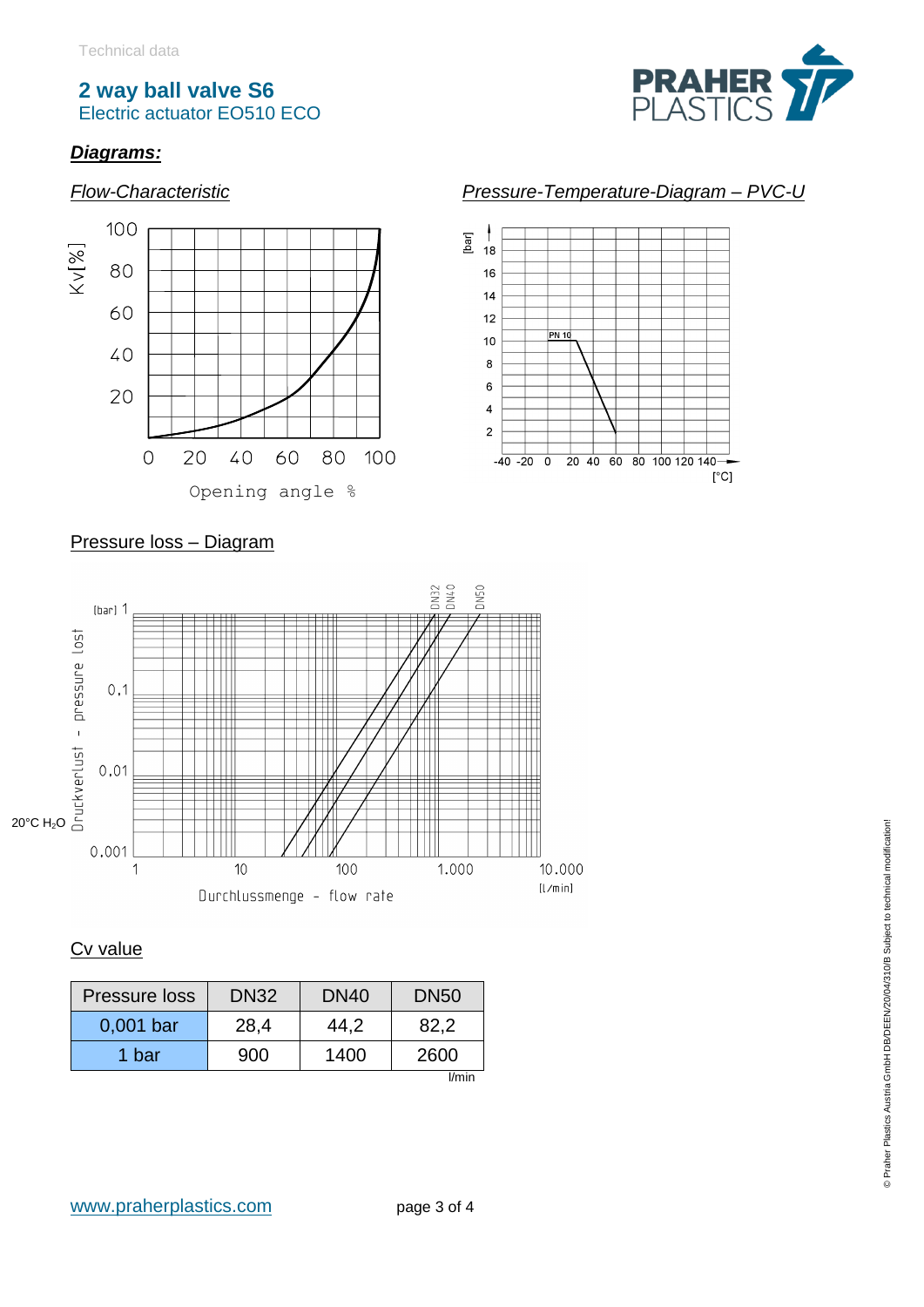Technical data

# 2 way ball valve S6

Electric actuator EO510 ECO

***Diagrams:***

*Flow-Characteristic*

Kv[%]

100
80
60
40
20

0 20 40 60 80 100

Opening angle %

*Pressure-Temperature-Diagram – PVC-U*

[bar]

18 16 14 12 10 8 6 4 2

PN 10

-40 -20 0 20 40 60 80 100 120 140

[°C]

Pressure loss – Diagram

DN32 DN40 DN50

[bar] 1

0,1

0,01

0,001

Druckverlust - pressure lost

20°C $H_2O$

1 10 100 1.000 10.000

[l/min]

Durchlussmenge - flow rate

Cv value

| Pressure loss | DN32 | DN40 | DN50 |
|---|---|---|---|
| 0,001 bar | 28,4 | 44,2 | 82,2 |
| 1 bar | 900 | 1400 | 2600 |

l/min

www.praherplastics.com

© Praher Plastics Austria GmbH DB/DEEN/20/04/310/B Subject to technical modification!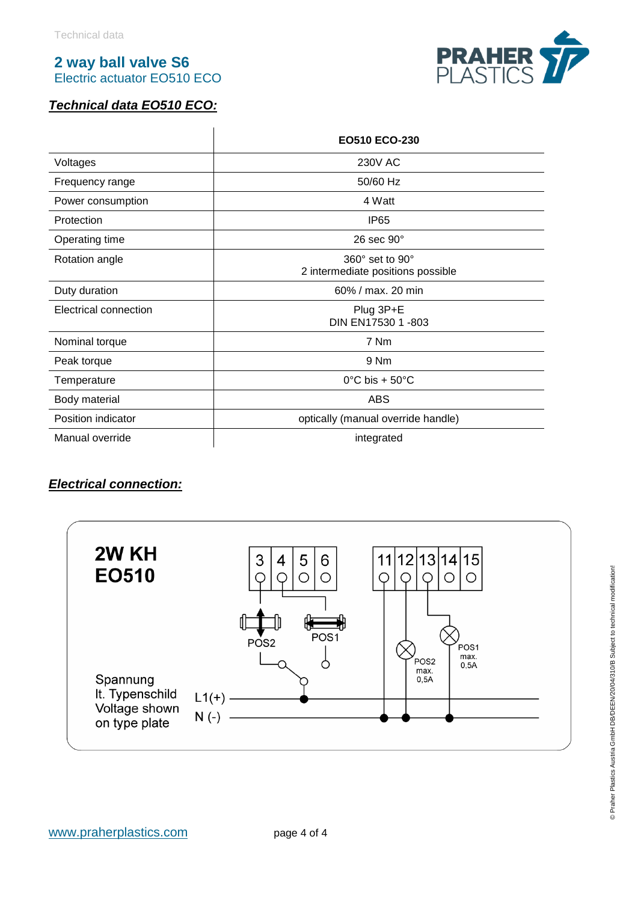Technical data

# 2 way ball valve S6

Electric actuator EO510 ECO

## ***Technical data EO510 ECO:***

| | EO510 ECO-230 |
|---|---|
| Voltages | 230V AC |
| Frequency range | 50/60 Hz |
| Power consumption | 4 Watt |
| Protection | IP65 |
| Operating time | 26 sec 90° |
| Rotation angle | 360° set to 90°<br>2 intermediate positions possible |
| Duty duration | 60% / max. 20 min |
| Electrical connection | Plug 3P+E<br>DIN EN17530 1 -803 |
| Nominal torque | 7 Nm |
| Peak torque | 9 Nm |
| Temperature | 0°C bis + 50°C |
| Body material | ABS |
| Position indicator | optically (manual override handle) |
| Manual override | integrated |

## ***Electrical connection:***

2W KH
EO510

3 4 5 6

11 12 13 14 15

POS2

POS1

POS2
max.
0,5A

POS1
max.
0,5A

Spannung
lt. Typenschild
Voltage shown
on type plate

L1(+)

N (-)

www.praherplastics.com

© Praher Plastics Austria GmbH DB/DEEN/20/04/310/B Subject to technical modification!